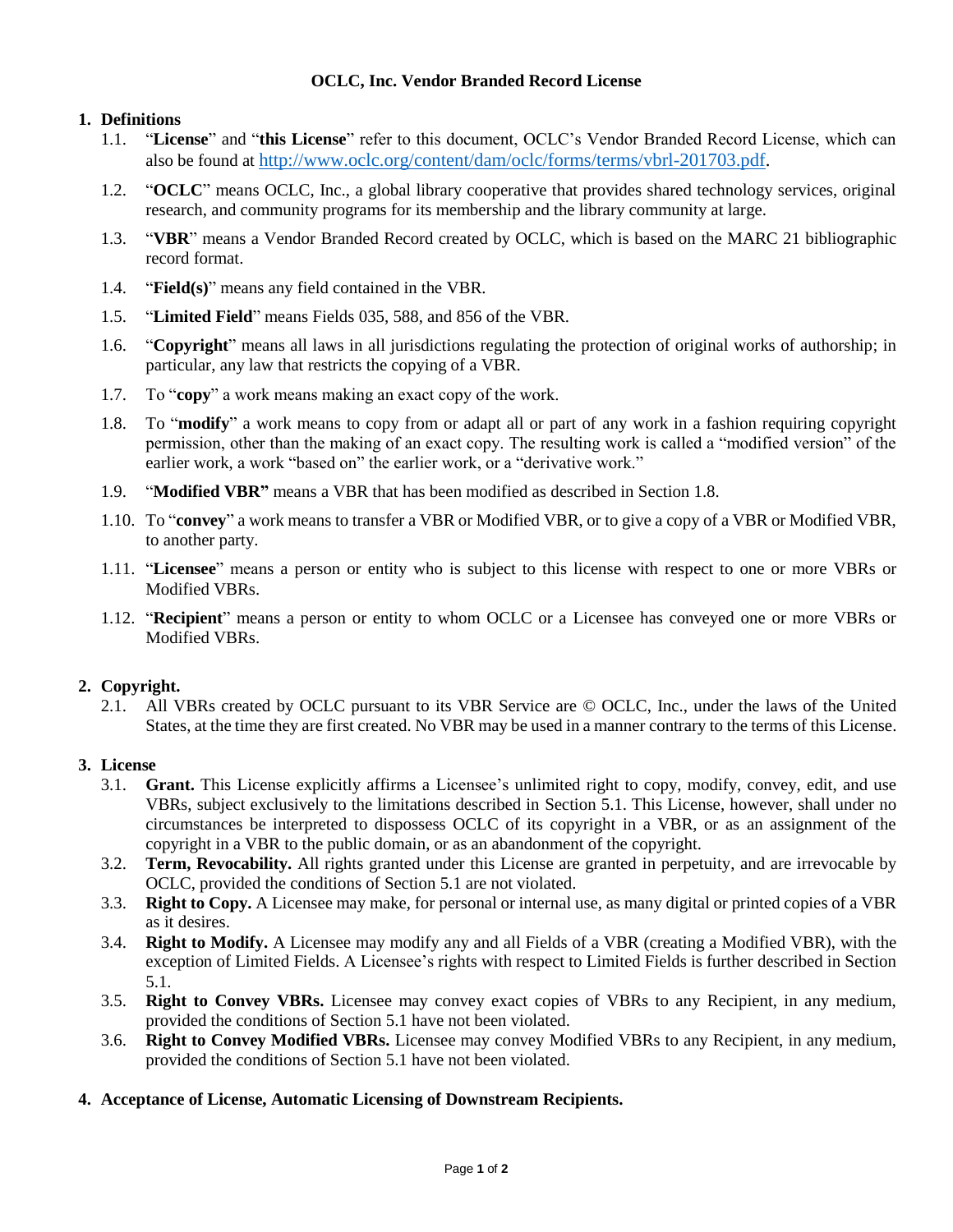# OCLC, Inc. Vendor Branded Record License

## 1. Definitions

1.1. "**License**" and "**this License**" refer to this document, OCLC's Vendor Branded Record License, which can also be found at http://www.oclc.org/content/dam/oclc/forms/terms/vbrl-201703.pdf.

1.2. "**OCLC**" means OCLC, Inc., a global library cooperative that provides shared technology services, original research, and community programs for its membership and the library community at large.

1.3. "**VBR**" means a Vendor Branded Record created by OCLC, which is based on the MARC 21 bibliographic record format.

1.4. "**Field(s)**" means any field contained in the VBR.

1.5. "**Limited Field**" means Fields 035, 588, and 856 of the VBR.

1.6. "**Copyright**" means all laws in all jurisdictions regulating the protection of original works of authorship; in particular, any law that restricts the copying of a VBR.

1.7. To "**copy**" a work means making an exact copy of the work.

1.8. To "**modify**" a work means to copy from or adapt all or part of any work in a fashion requiring copyright permission, other than the making of an exact copy. The resulting work is called a "modified version" of the earlier work, a work "based on" the earlier work, or a "derivative work."

1.9. "**Modified VBR"** means a VBR that has been modified as described in Section 1.8.

1.10. To "**convey**" a work means to transfer a VBR or Modified VBR, or to give a copy of a VBR or Modified VBR, to another party.

1.11. "**Licensee**" means a person or entity who is subject to this license with respect to one or more VBRs or Modified VBRs.

1.12. "**Recipient**" means a person or entity to whom OCLC or a Licensee has conveyed one or more VBRs or Modified VBRs.

## 2. Copyright.

2.1. All VBRs created by OCLC pursuant to its VBR Service are © OCLC, Inc., under the laws of the United States, at the time they are first created. No VBR may be used in a manner contrary to the terms of this License.

## 3. License

3.1. **Grant.** This License explicitly affirms a Licensee's unlimited right to copy, modify, convey, edit, and use VBRs, subject exclusively to the limitations described in Section 5.1. This License, however, shall under no circumstances be interpreted to dispossess OCLC of its copyright in a VBR, or as an assignment of the copyright in a VBR to the public domain, or as an abandonment of the copyright.

3.2. **Term, Revocability.** All rights granted under this License are granted in perpetuity, and are irrevocable by OCLC, provided the conditions of Section 5.1 are not violated.

3.3. **Right to Copy.** A Licensee may make, for personal or internal use, as many digital or printed copies of a VBR as it desires.

3.4. **Right to Modify.** A Licensee may modify any and all Fields of a VBR (creating a Modified VBR), with the exception of Limited Fields. A Licensee's rights with respect to Limited Fields is further described in Section 5.1.

3.5. **Right to Convey VBRs.** Licensee may convey exact copies of VBRs to any Recipient, in any medium, provided the conditions of Section 5.1 have not been violated.

3.6. **Right to Convey Modified VBRs.** Licensee may convey Modified VBRs to any Recipient, in any medium, provided the conditions of Section 5.1 have not been violated.

## 4. Acceptance of License, Automatic Licensing of Downstream Recipients.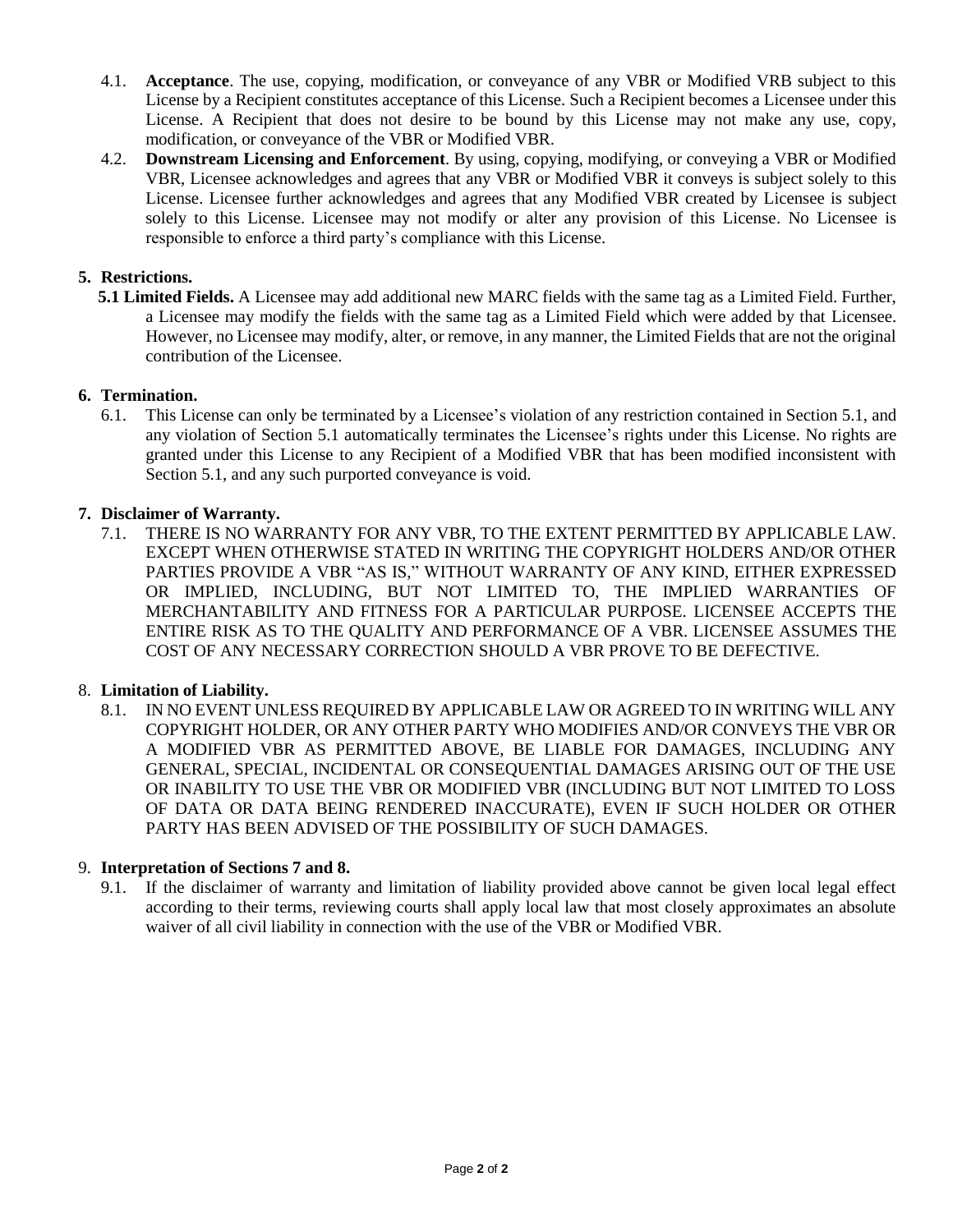4.1. **Acceptance**. The use, copying, modification, or conveyance of any VBR or Modified VRB subject to this License by a Recipient constitutes acceptance of this License. Such a Recipient becomes a Licensee under this License. A Recipient that does not desire to be bound by this License may not make any use, copy, modification, or conveyance of the VBR or Modified VBR.

4.2. **Downstream Licensing and Enforcement**. By using, copying, modifying, or conveying a VBR or Modified VBR, Licensee acknowledges and agrees that any VBR or Modified VBR it conveys is subject solely to this License. Licensee further acknowledges and agrees that any Modified VBR created by Licensee is subject solely to this License. Licensee may not modify or alter any provision of this License. No Licensee is responsible to enforce a third party's compliance with this License.

## 5. Restrictions.

**5.1 Limited Fields.** A Licensee may add additional new MARC fields with the same tag as a Limited Field. Further, a Licensee may modify the fields with the same tag as a Limited Field which were added by that Licensee. However, no Licensee may modify, alter, or remove, in any manner, the Limited Fields that are not the original contribution of the Licensee.

## 6. Termination.

6.1. This License can only be terminated by a Licensee's violation of any restriction contained in Section 5.1, and any violation of Section 5.1 automatically terminates the Licensee's rights under this License. No rights are granted under this License to any Recipient of a Modified VBR that has been modified inconsistent with Section 5.1, and any such purported conveyance is void.

## 7. Disclaimer of Warranty.

7.1. THERE IS NO WARRANTY FOR ANY VBR, TO THE EXTENT PERMITTED BY APPLICABLE LAW. EXCEPT WHEN OTHERWISE STATED IN WRITING THE COPYRIGHT HOLDERS AND/OR OTHER PARTIES PROVIDE A VBR "AS IS," WITHOUT WARRANTY OF ANY KIND, EITHER EXPRESSED OR IMPLIED, INCLUDING, BUT NOT LIMITED TO, THE IMPLIED WARRANTIES OF MERCHANTABILITY AND FITNESS FOR A PARTICULAR PURPOSE. LICENSEE ACCEPTS THE ENTIRE RISK AS TO THE QUALITY AND PERFORMANCE OF A VBR. LICENSEE ASSUMES THE COST OF ANY NECESSARY CORRECTION SHOULD A VBR PROVE TO BE DEFECTIVE.

## 8. Limitation of Liability.

8.1. IN NO EVENT UNLESS REQUIRED BY APPLICABLE LAW OR AGREED TO IN WRITING WILL ANY COPYRIGHT HOLDER, OR ANY OTHER PARTY WHO MODIFIES AND/OR CONVEYS THE VBR OR A MODIFIED VBR AS PERMITTED ABOVE, BE LIABLE FOR DAMAGES, INCLUDING ANY GENERAL, SPECIAL, INCIDENTAL OR CONSEQUENTIAL DAMAGES ARISING OUT OF THE USE OR INABILITY TO USE THE VBR OR MODIFIED VBR (INCLUDING BUT NOT LIMITED TO LOSS OF DATA OR DATA BEING RENDERED INACCURATE), EVEN IF SUCH HOLDER OR OTHER PARTY HAS BEEN ADVISED OF THE POSSIBILITY OF SUCH DAMAGES.

## 9. Interpretation of Sections 7 and 8.

9.1. If the disclaimer of warranty and limitation of liability provided above cannot be given local legal effect according to their terms, reviewing courts shall apply local law that most closely approximates an absolute waiver of all civil liability in connection with the use of the VBR or Modified VBR.